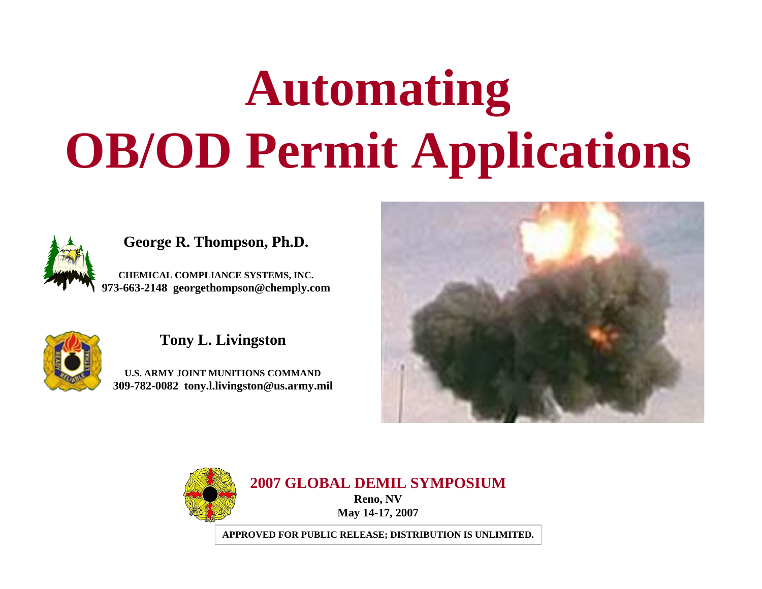# Automating OB/OD Permit Applications

**George R. Thompson, Ph.D.**

**CHEMICAL COMPLIANCE SYSTEMS, INC.**
**973-663-2148 georgethompson@chemply.com**

**Tony L. Livingston**

**U.S. ARMY JOINT MUNITIONS COMMAND**
**309-782-0082 tony.l.livingston@us.army.mil**

**2007 GLOBAL DEMIL SYMPOSIUM**

**Reno, NV**
**May 14-17, 2007**

**APPROVED FOR PUBLIC RELEASE; DISTRIBUTION IS UNLIMITED.**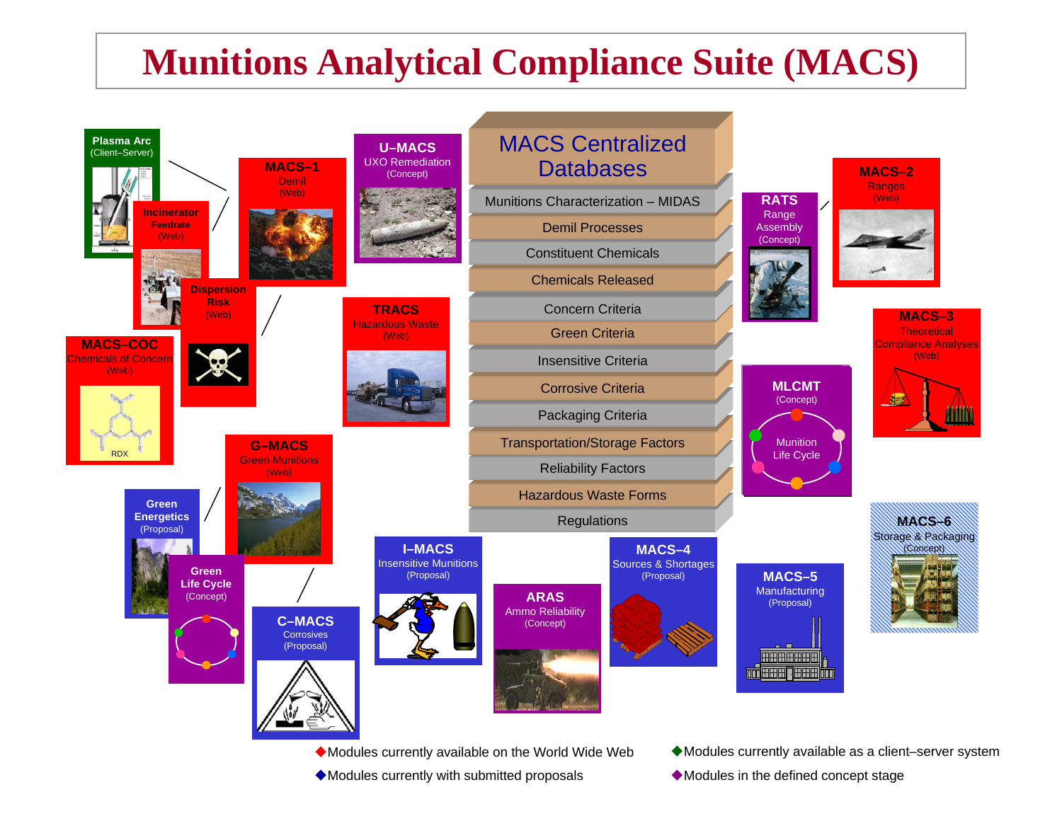# Munitions Analytical Compliance Suite (MACS)

## MACS Centralized Databases

- Munitions Characterization – MIDAS
- Demil Processes
- Constituent Chemicals
- Chemicals Released
- Concern Criteria
- Green Criteria
- Insensitive Criteria
- Corrosive Criteria
- Packaging Criteria
- Transportation/Storage Factors
- Reliability Factors
- Hazardous Waste Forms
- Regulations

**Plasma Arc** (Client–Server)

**Incinerator Feedrate** (Web)

**Dispersion Risk** (Web)

**MACS–1** Demil (Web)

**U–MACS** UXO Remediation (Concept)

**MACS–COC** Chemicals of Concern (Web)

RDX

**TRACS** Hazardous Waste (Web)

**G–MACS** Green Munitions (Web)

**Green Energetics** (Proposal)

**Green Life Cycle** (Concept)

**C–MACS** Corrosives (Proposal)

**I–MACS** Insensitive Munitions (Proposal)

**ARAS** Ammo Reliability (Concept)

**MACS–4** Sources & Shortages (Proposal)

**MACS–5** Manufacturing (Proposal)

**RATS** Range Assembly (Concept)

**MACS–2** Ranges (Web)

**MACS–3** Theoretical Compliance Analyses (Web)

**MLCMT** (Concept) — Munition Life Cycle

**MACS–6** Storage & Packaging (Concept)

◆ Modules currently available on the World Wide Web

◆ Modules currently available as a client–server system

◆ Modules currently with submitted proposals

◆ Modules in the defined concept stage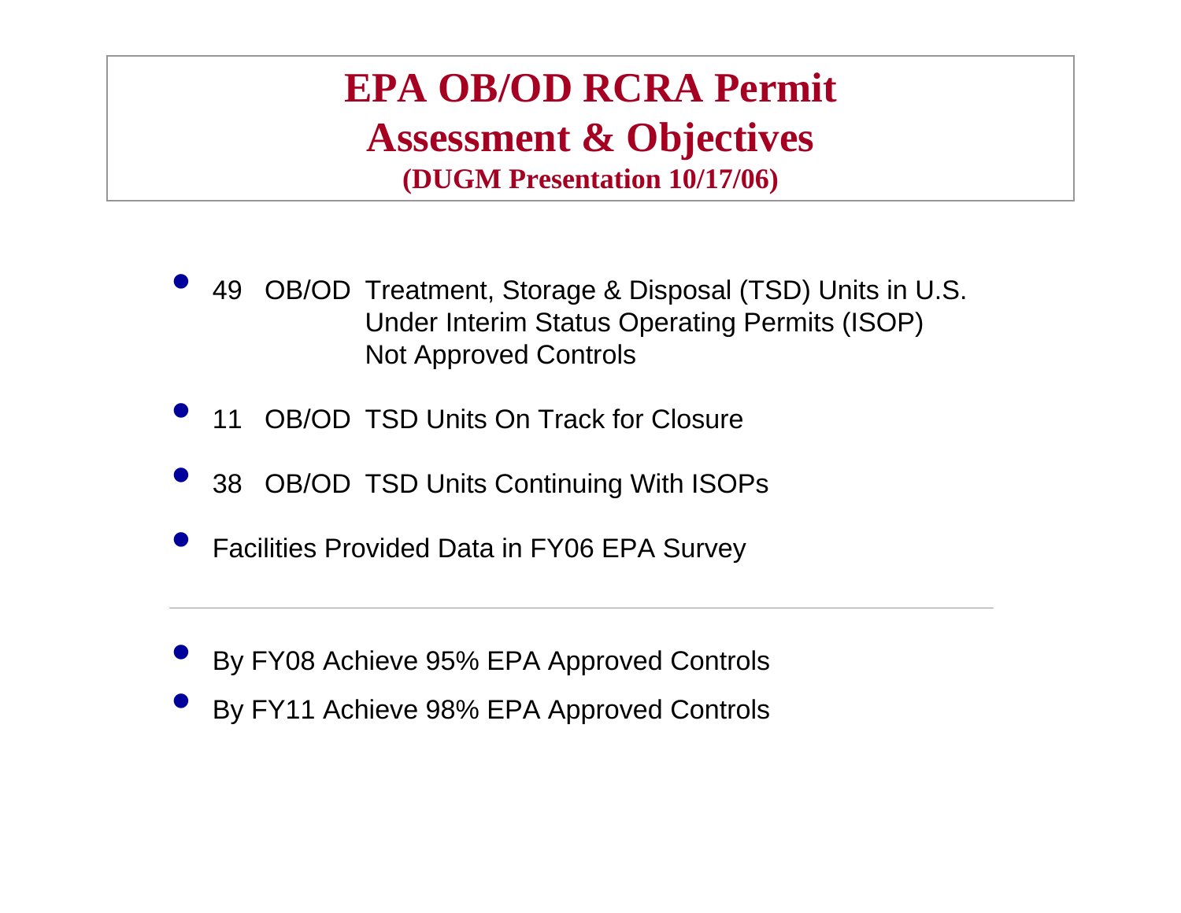# EPA OB/OD RCRA Permit Assessment & Objectives

**(DUGM Presentation 10/17/06)**

- 49 OB/OD Treatment, Storage & Disposal (TSD) Units in U.S. Under Interim Status Operating Permits (ISOP) Not Approved Controls
- 11 OB/OD TSD Units On Track for Closure
- 38 OB/OD TSD Units Continuing With ISOPs
- Facilities Provided Data in FY06 EPA Survey

---

- By FY08 Achieve 95% EPA Approved Controls
- By FY11 Achieve 98% EPA Approved Controls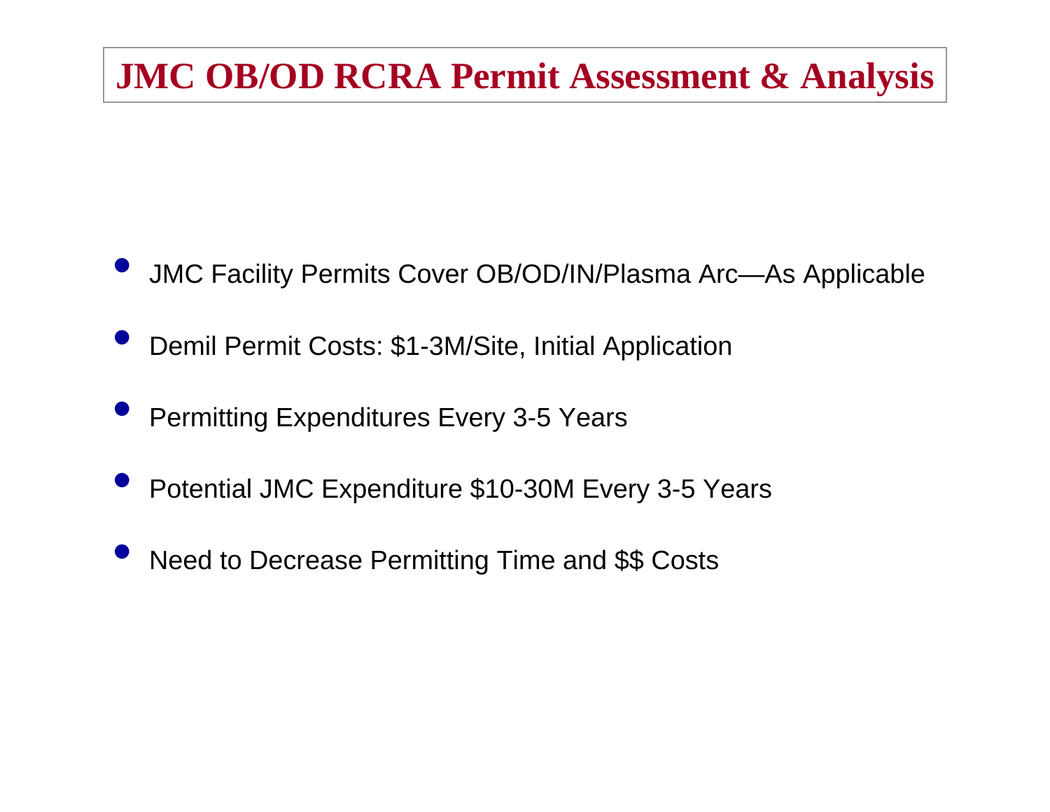# JMC OB/OD RCRA Permit Assessment & Analysis

- JMC Facility Permits Cover OB/OD/IN/Plasma Arc—As Applicable
- Demil Permit Costs: $1-3M/Site, Initial Application
- Permitting Expenditures Every 3-5 Years
- Potential JMC Expenditure $10-30M Every 3-5 Years
- Need to Decrease Permitting Time and $$ Costs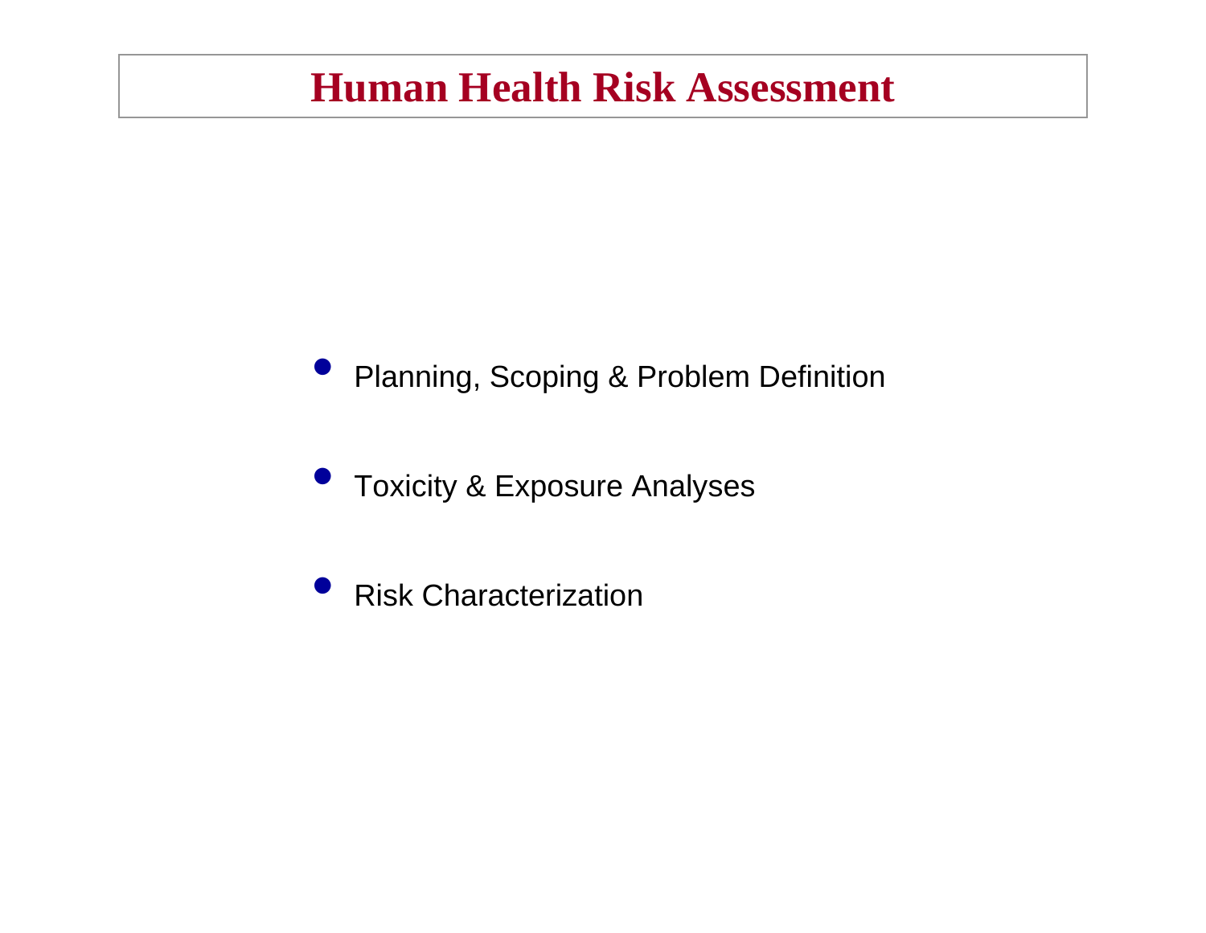# Human Health Risk Assessment

- Planning, Scoping & Problem Definition
- Toxicity & Exposure Analyses
- Risk Characterization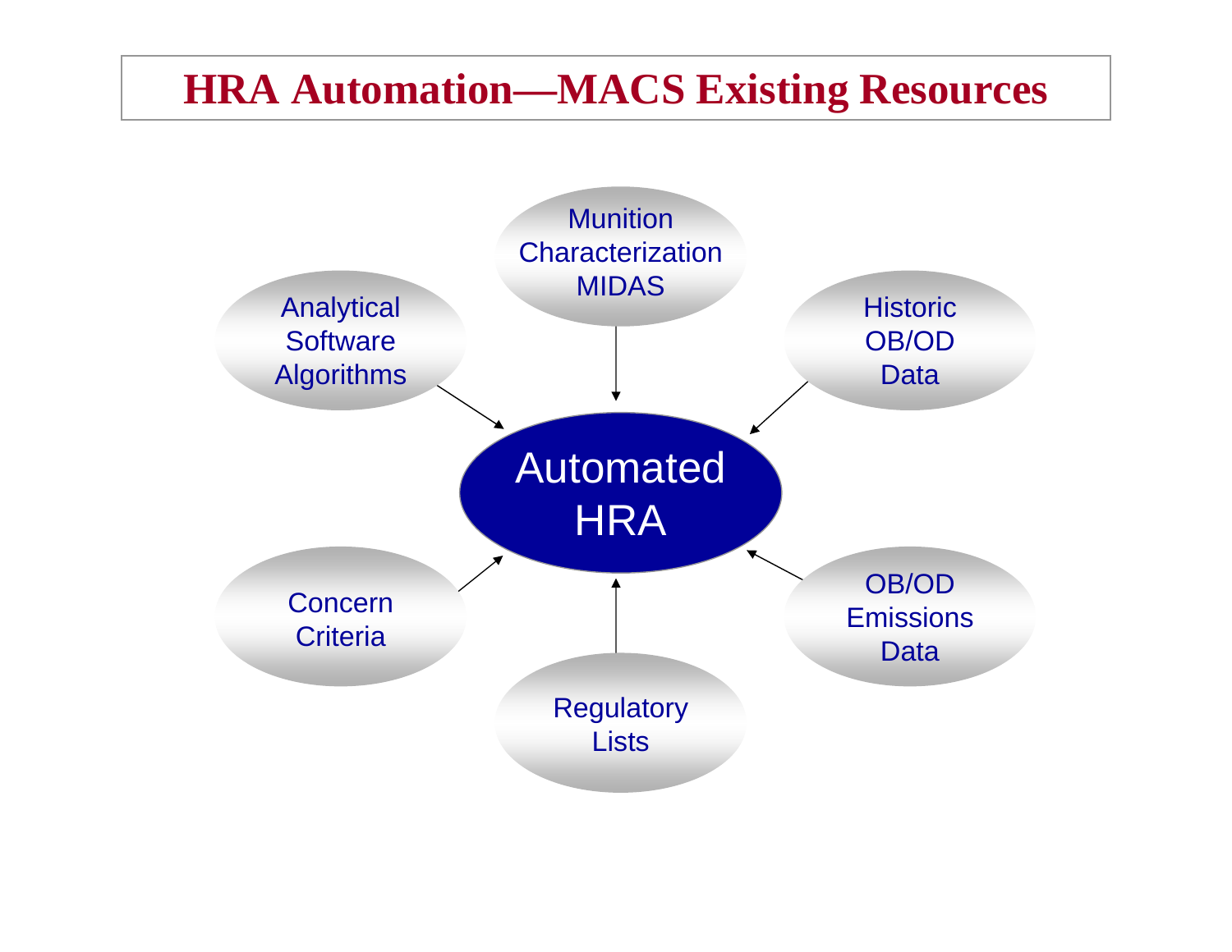# HRA Automation—MACS Existing Resources

Munition Characterization MIDAS

Analytical Software Algorithms

Historic OB/OD Data

Automated HRA

Concern Criteria

OB/OD Emissions Data

Regulatory Lists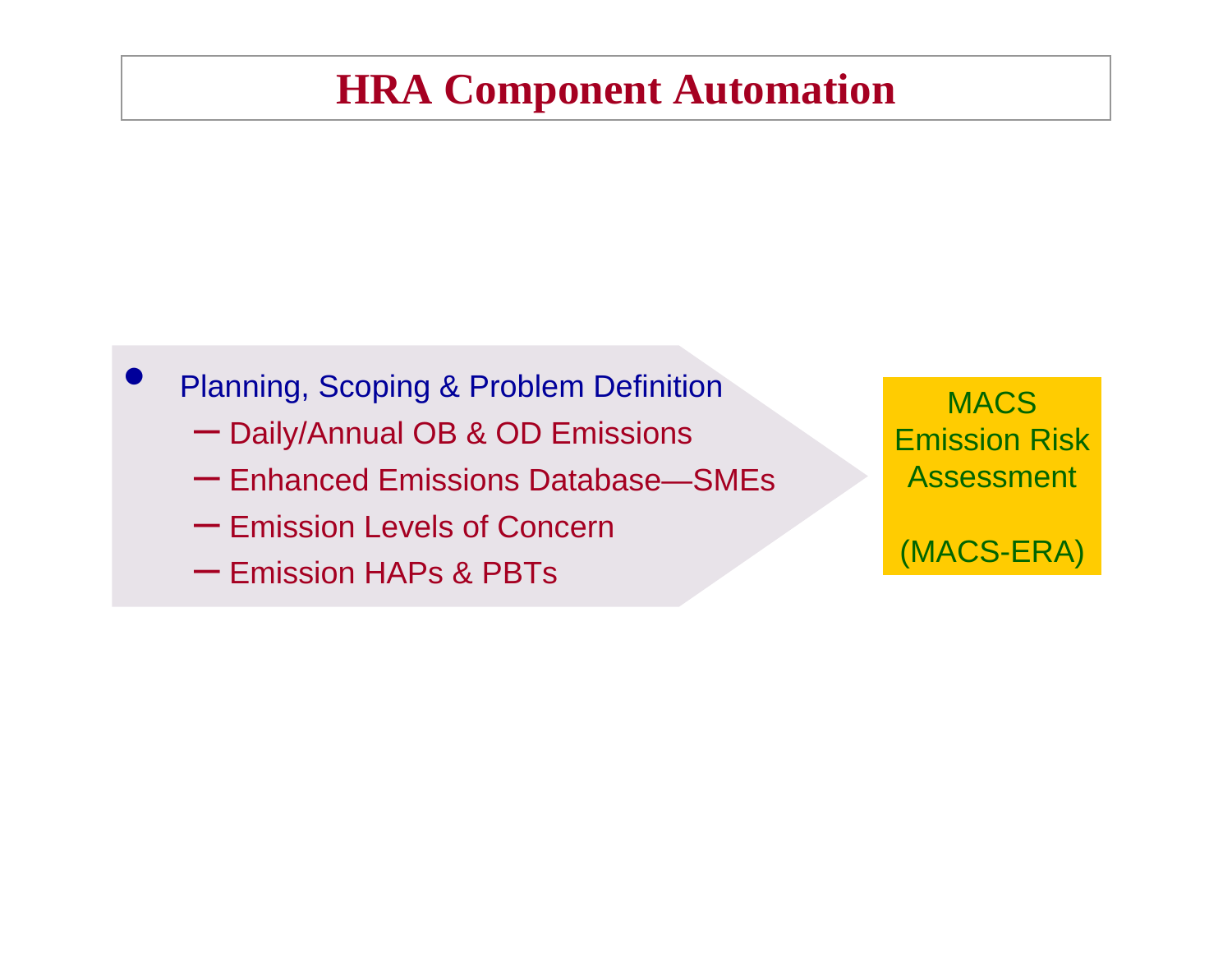# HRA Component Automation

- Planning, Scoping & Problem Definition
  - Daily/Annual OB & OD Emissions
  - Enhanced Emissions Database—SMEs
  - Emission Levels of Concern
  - Emission HAPs & PBTs

MACS Emission Risk Assessment

(MACS-ERA)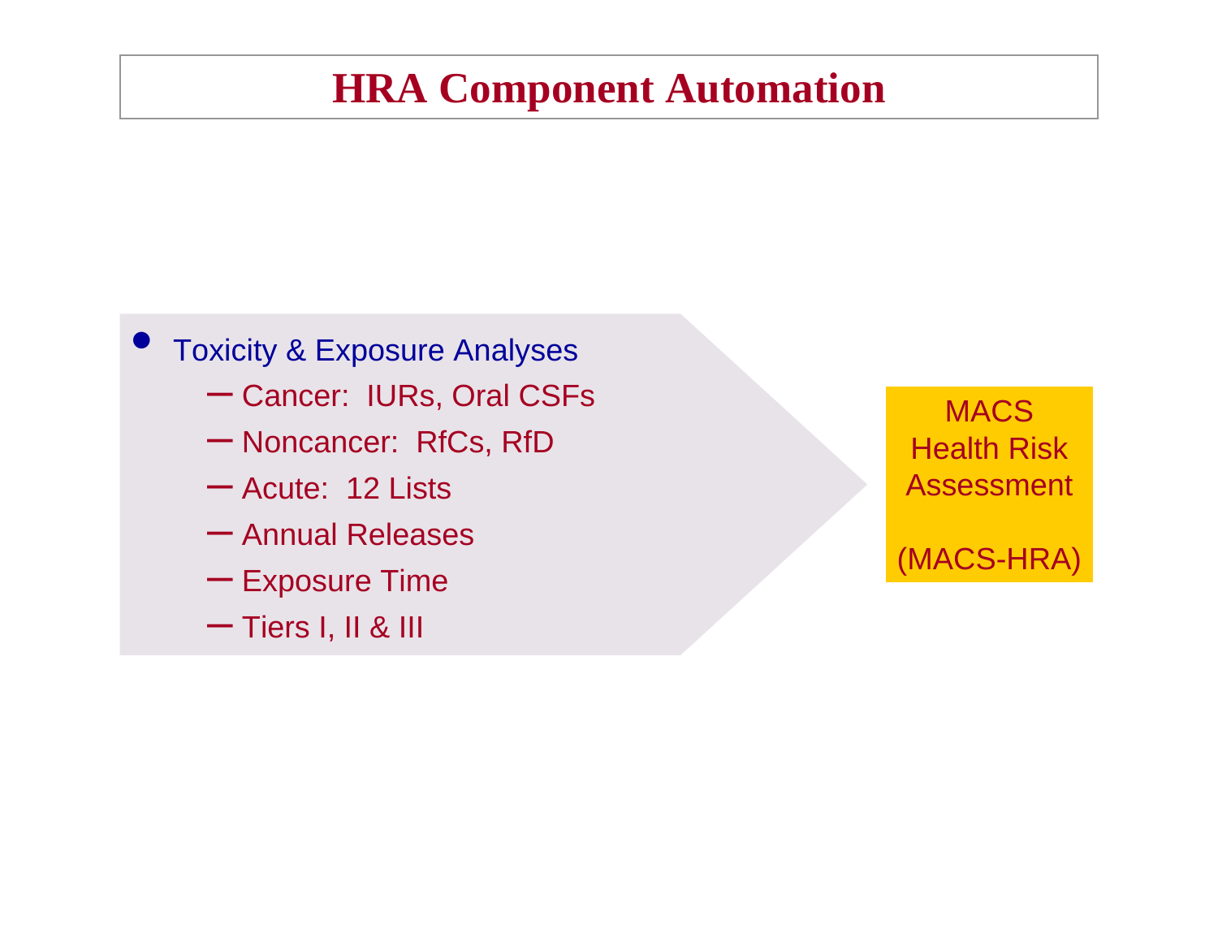# HRA Component Automation

- Toxicity & Exposure Analyses
  - Cancer:  IURs, Oral CSFs
  - Noncancer:  RfCs, RfD
  - Acute:  12 Lists
  - Annual Releases
  - Exposure Time
  - Tiers I, II & III

MACS Health Risk Assessment

(MACS-HRA)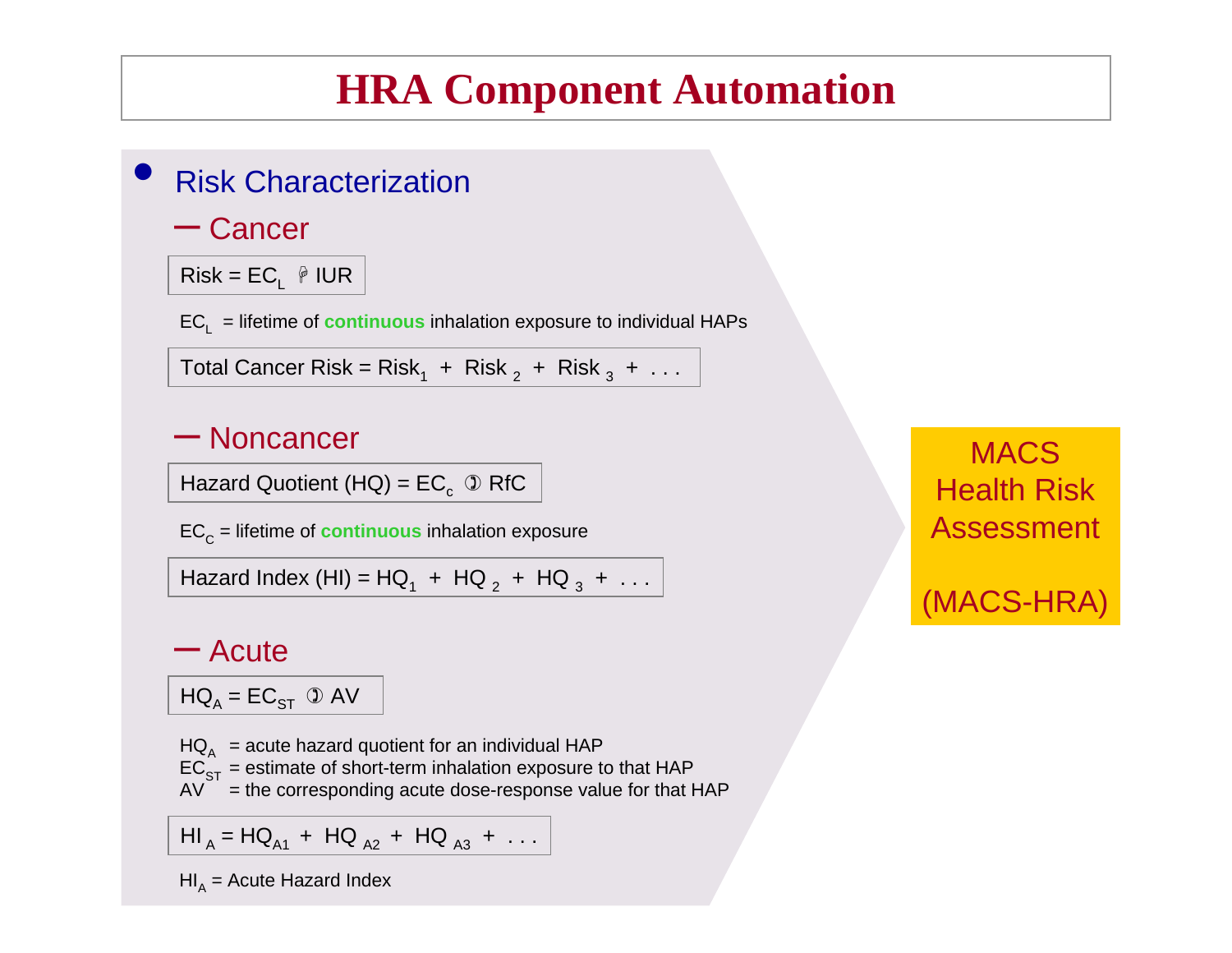# HRA Component Automation

- Risk Characterization
  - Cancer

$$\text{Risk} = EC_L \times IUR$$

$EC_L$ = lifetime of continuous inhalation exposure to individual HAPs

$$\text{Total Cancer Risk} = \text{Risk}_1 + \text{Risk}_2 + \text{Risk}_3 + \ldots$$

  - Noncancer

$$\text{Hazard Quotient (HQ)} = EC_c \div RfC$$

$EC_C$ = lifetime of continuous inhalation exposure

$$\text{Hazard Index (HI)} = HQ_1 + HQ_2 + HQ_3 + \ldots$$

  - Acute

$$HQ_A = EC_{ST} \div AV$$

$HQ_A$ = acute hazard quotient for an individual HAP
$EC_{ST}$ = estimate of short-term inhalation exposure to that HAP
$AV$ = the corresponding acute dose-response value for that HAP

$$HI_A = HQ_{A1} + HQ_{A2} + HQ_{A3} + \ldots$$

$HI_A$ = Acute Hazard Index

MACS Health Risk Assessment

(MACS-HRA)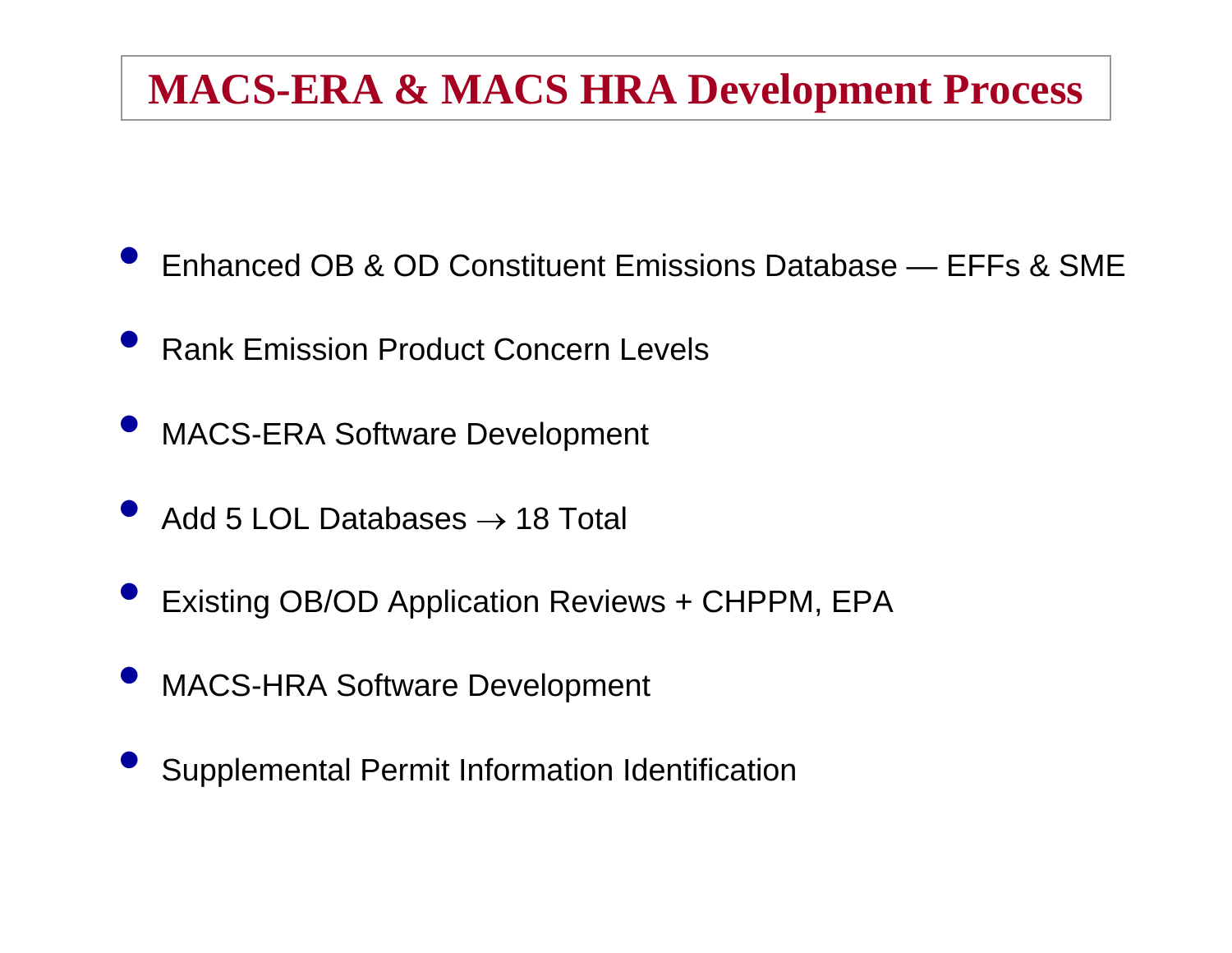# MACS-ERA & MACS HRA Development Process

- Enhanced OB & OD Constituent Emissions Database — EFFs & SME
- Rank Emission Product Concern Levels
- MACS-ERA Software Development
- Add 5 LOL Databases → 18 Total
- Existing OB/OD Application Reviews + CHPPM, EPA
- MACS-HRA Software Development
- Supplemental Permit Information Identification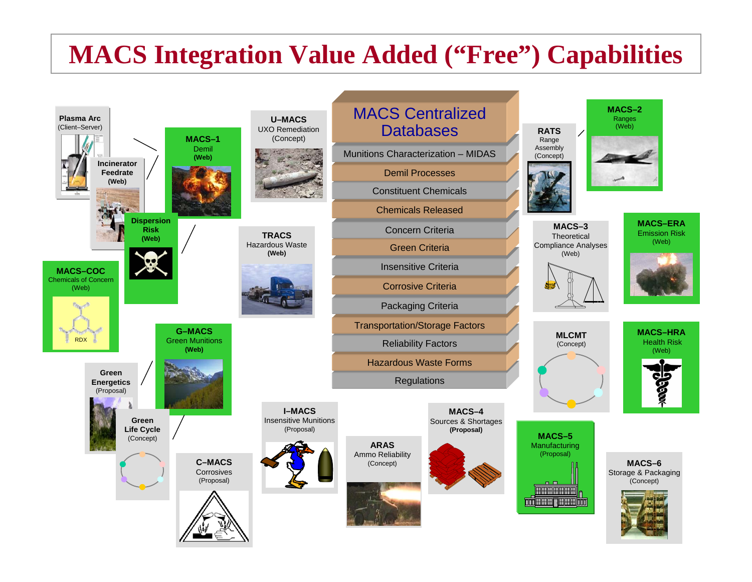# MACS Integration Value Added ("Free") Capabilities

## MACS Centralized Databases

- Munitions Characterization – MIDAS
- Demil Processes
- Constituent Chemicals
- Chemicals Released
- Concern Criteria
- Green Criteria
- Insensitive Criteria
- Corrosive Criteria
- Packaging Criteria
- Transportation/Storage Factors
- Reliability Factors
- Hazardous Waste Forms
- Regulations

**Plasma Arc** (Client–Server)

**Incinerator Feedrate** **(Web)**

**MACS–1** Demil **(Web)**

**Dispersion Risk** **(Web)**

**MACS–COC** Chemicals of Concern (Web)

RDX

**U–MACS** UXO Remediation (Concept)

**TRACS** Hazardous Waste **(Web)**

**G–MACS** Green Munitions **(Web)**

**Green Energetics** (Proposal)

**Green Life Cycle** (Concept)

**C–MACS** Corrosives (Proposal)

**I–MACS** Insensitive Munitions (Proposal)

**ARAS** Ammo Reliability (Concept)

**MACS–4** Sources & Shortages **(Proposal)**

**MACS–5** Manufacturing (Proposal)

**MACS–6** Storage & Packaging (Concept)

**RATS** Range Assembly (Concept)

**MACS–2** Ranges (Web)

**MACS–3** Theoretical Compliance Analyses (Web)

**MACS–ERA** Emission Risk (Web)

**MLCMT** (Concept)

**MACS–HRA** Health Risk (Web)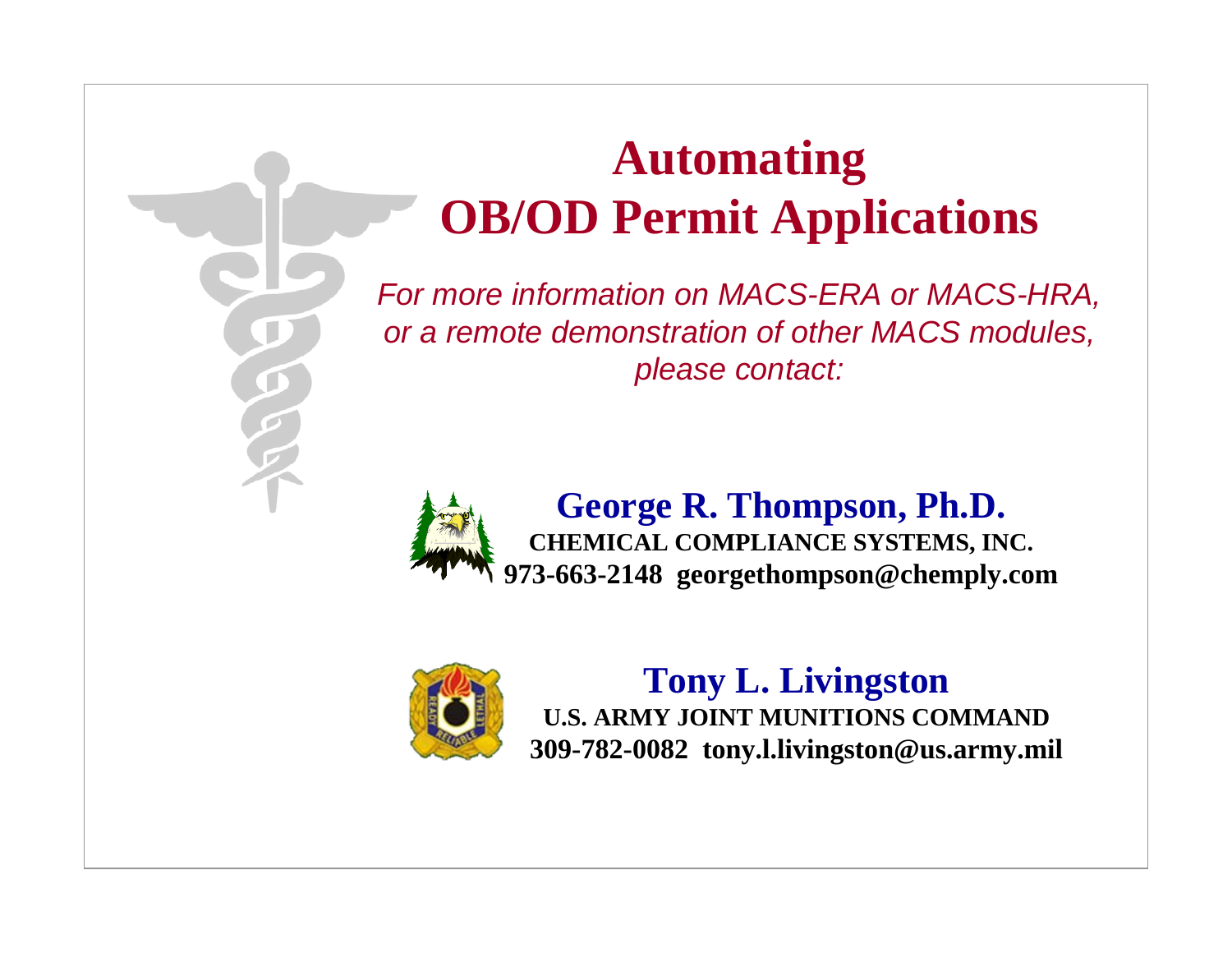# Automating OB/OD Permit Applications

*For more information on MACS-ERA or MACS-HRA, or a remote demonstration of other MACS modules, please contact:*

**George R. Thompson, Ph.D.**
**CHEMICAL COMPLIANCE SYSTEMS, INC.**
**973-663-2148 georgethompson@chemply.com**

**Tony L. Livingston**
**U.S. ARMY JOINT MUNITIONS COMMAND**
**309-782-0082 tony.l.livingston@us.army.mil**